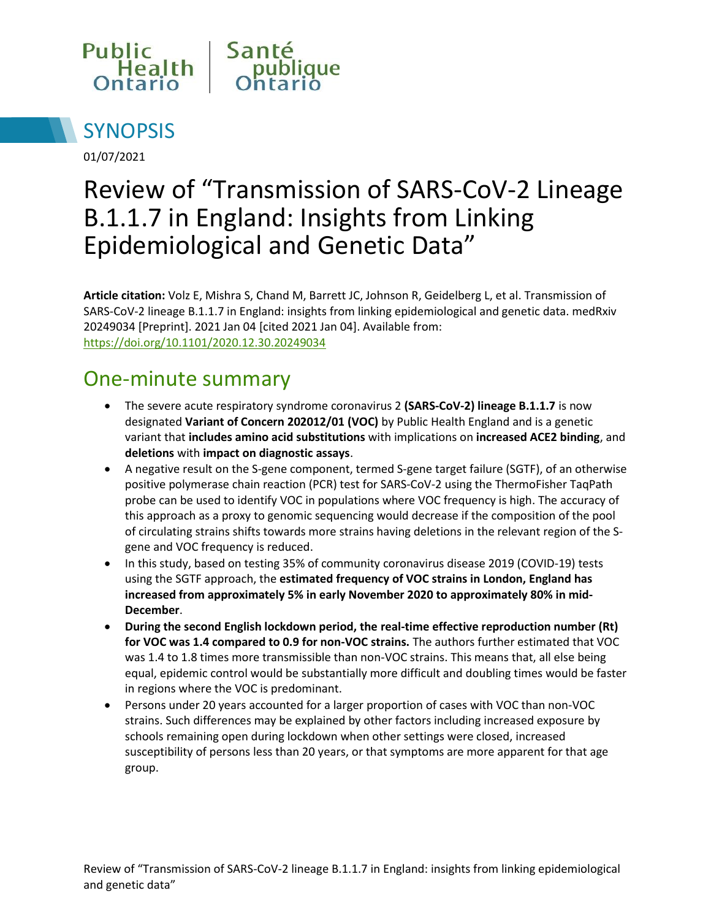Public Health Ontario | Santé publique Ontario

# SYNOPSIS

01/07/2021

# Review of "Transmission of SARS-CoV-2 Lineage B.1.1.7 in England: Insights from Linking Epidemiological and Genetic Data"

**Article citation:** Volz E, Mishra S, Chand M, Barrett JC, Johnson R, Geidelberg L, et al. Transmission of SARS-CoV-2 lineage B.1.1.7 in England: insights from linking epidemiological and genetic data. medRxiv 20249034 [Preprint]. 2021 Jan 04 [cited 2021 Jan 04]. Available from: https://doi.org/10.1101/2020.12.30.20249034

## One-minute summary

- The severe acute respiratory syndrome coronavirus 2 **(SARS-CoV-2) lineage B.1.1.7** is now designated **Variant of Concern 202012/01 (VOC)** by Public Health England and is a genetic variant that **includes amino acid substitutions** with implications on **increased ACE2 binding**, and **deletions** with **impact on diagnostic assays**.
- A negative result on the S-gene component, termed S-gene target failure (SGTF), of an otherwise positive polymerase chain reaction (PCR) test for SARS-CoV-2 using the ThermoFisher TaqPath probe can be used to identify VOC in populations where VOC frequency is high. The accuracy of this approach as a proxy to genomic sequencing would decrease if the composition of the pool of circulating strains shifts towards more strains having deletions in the relevant region of the S-gene and VOC frequency is reduced.
- In this study, based on testing 35% of community coronavirus disease 2019 (COVID-19) tests using the SGTF approach, the **estimated frequency of VOC strains in London, England has increased from approximately 5% in early November 2020 to approximately 80% in mid-December**.
- **During the second English lockdown period, the real-time effective reproduction number (Rt) for VOC was 1.4 compared to 0.9 for non-VOC strains.** The authors further estimated that VOC was 1.4 to 1.8 times more transmissible than non-VOC strains. This means that, all else being equal, epidemic control would be substantially more difficult and doubling times would be faster in regions where the VOC is predominant.
- Persons under 20 years accounted for a larger proportion of cases with VOC than non-VOC strains. Such differences may be explained by other factors including increased exposure by schools remaining open during lockdown when other settings were closed, increased susceptibility of persons less than 20 years, or that symptoms are more apparent for that age group.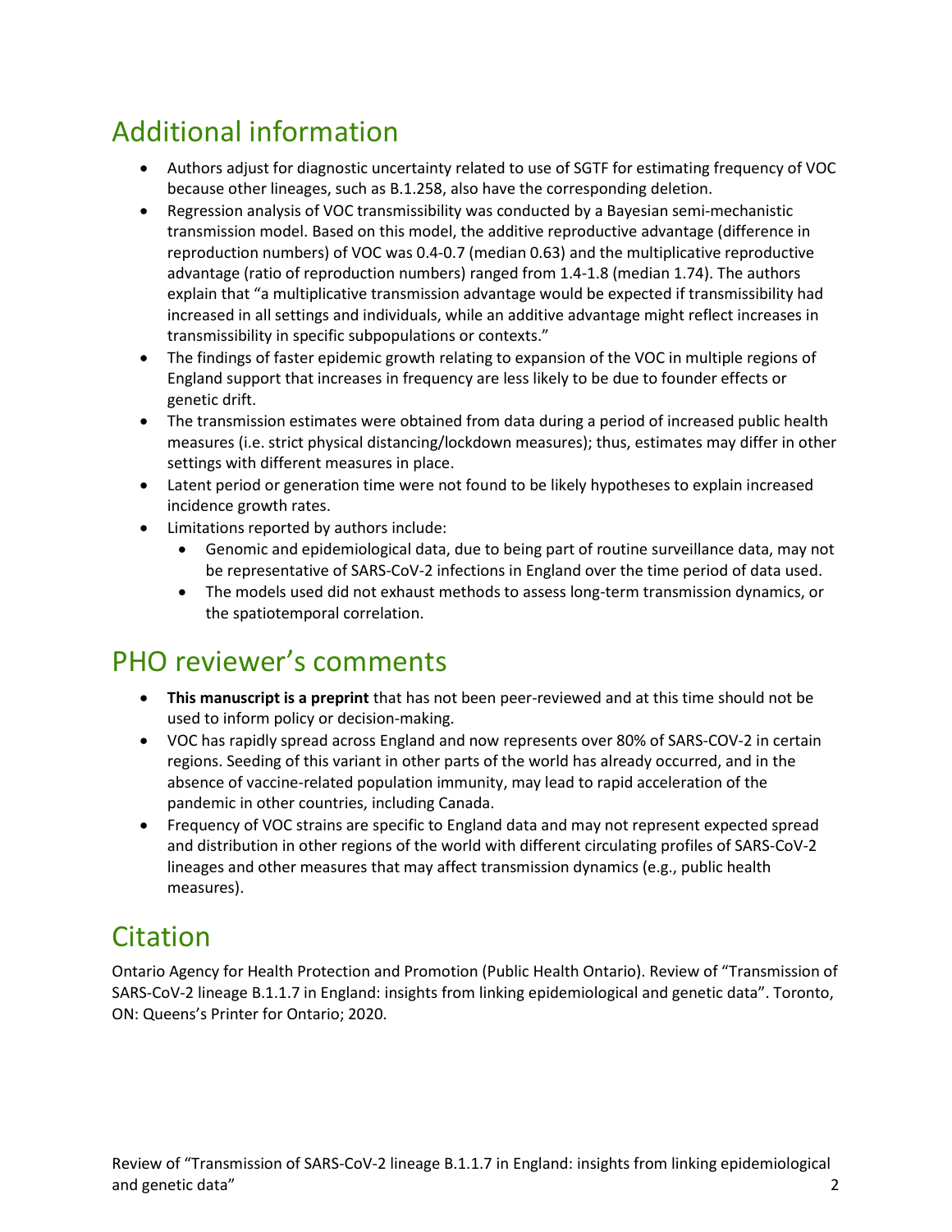## Additional information

- Authors adjust for diagnostic uncertainty related to use of SGTF for estimating frequency of VOC because other lineages, such as B.1.258, also have the corresponding deletion.
- Regression analysis of VOC transmissibility was conducted by a Bayesian semi-mechanistic transmission model. Based on this model, the additive reproductive advantage (difference in reproduction numbers) of VOC was 0.4-0.7 (median 0.63) and the multiplicative reproductive advantage (ratio of reproduction numbers) ranged from 1.4-1.8 (median 1.74). The authors explain that "a multiplicative transmission advantage would be expected if transmissibility had increased in all settings and individuals, while an additive advantage might reflect increases in transmissibility in specific subpopulations or contexts."
- The findings of faster epidemic growth relating to expansion of the VOC in multiple regions of England support that increases in frequency are less likely to be due to founder effects or genetic drift.
- The transmission estimates were obtained from data during a period of increased public health measures (i.e. strict physical distancing/lockdown measures); thus, estimates may differ in other settings with different measures in place.
- Latent period or generation time were not found to be likely hypotheses to explain increased incidence growth rates.
- Limitations reported by authors include:
  - Genomic and epidemiological data, due to being part of routine surveillance data, may not be representative of SARS-CoV-2 infections in England over the time period of data used.
  - The models used did not exhaust methods to assess long-term transmission dynamics, or the spatiotemporal correlation.

## PHO reviewer's comments

- **This manuscript is a preprint** that has not been peer-reviewed and at this time should not be used to inform policy or decision-making.
- VOC has rapidly spread across England and now represents over 80% of SARS-COV-2 in certain regions. Seeding of this variant in other parts of the world has already occurred, and in the absence of vaccine-related population immunity, may lead to rapid acceleration of the pandemic in other countries, including Canada.
- Frequency of VOC strains are specific to England data and may not represent expected spread and distribution in other regions of the world with different circulating profiles of SARS-CoV-2 lineages and other measures that may affect transmission dynamics (e.g., public health measures).

## Citation

Ontario Agency for Health Protection and Promotion (Public Health Ontario). Review of "Transmission of SARS-CoV-2 lineage B.1.1.7 in England: insights from linking epidemiological and genetic data". Toronto, ON: Queens's Printer for Ontario; 2020.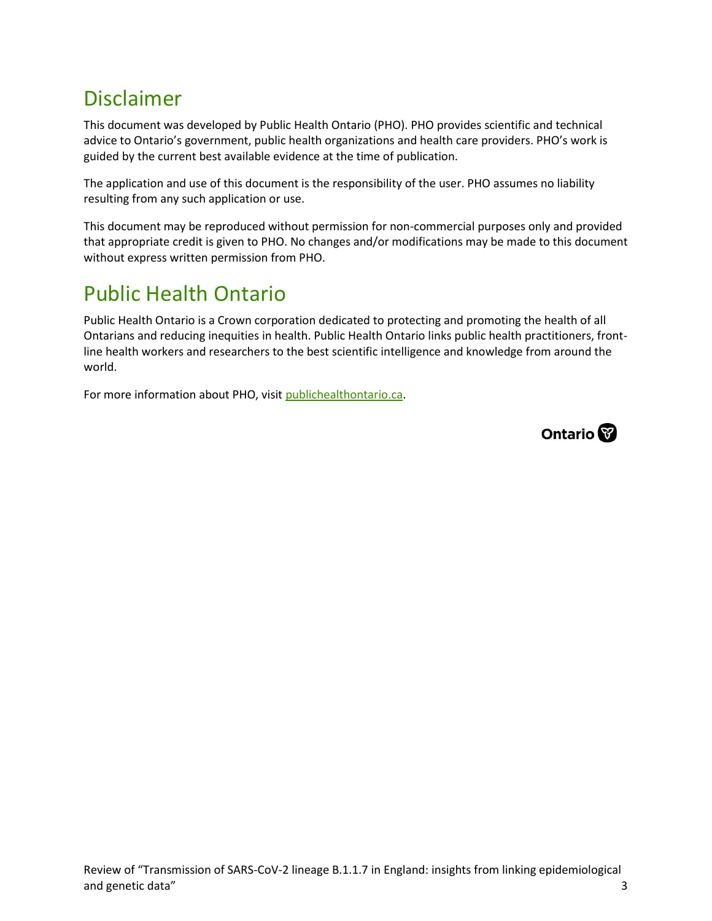# Disclaimer

This document was developed by Public Health Ontario (PHO). PHO provides scientific and technical advice to Ontario's government, public health organizations and health care providers. PHO's work is guided by the current best available evidence at the time of publication.

The application and use of this document is the responsibility of the user. PHO assumes no liability resulting from any such application or use.

This document may be reproduced without permission for non-commercial purposes only and provided that appropriate credit is given to PHO. No changes and/or modifications may be made to this document without express written permission from PHO.

# Public Health Ontario

Public Health Ontario is a Crown corporation dedicated to protecting and promoting the health of all Ontarians and reducing inequities in health. Public Health Ontario links public health practitioners, front-line health workers and researchers to the best scientific intelligence and knowledge from around the world.

For more information about PHO, visit publichealthontario.ca.

Ontario